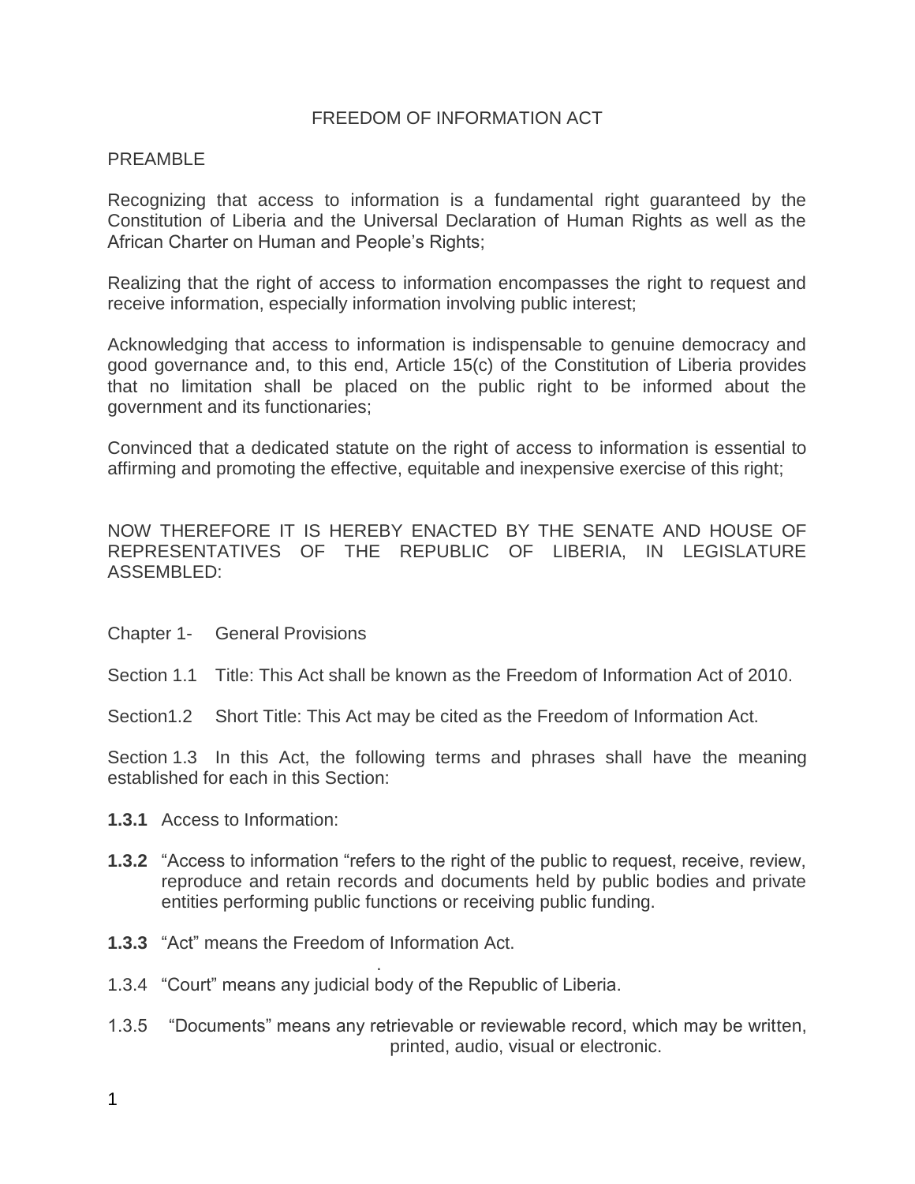# FREEDOM OF INFORMATION ACT

## PREAMBLE

Recognizing that access to information is a fundamental right guaranteed by the Constitution of Liberia and the Universal Declaration of Human Rights as well as the African Charter on Human and People's Rights;

Realizing that the right of access to information encompasses the right to request and receive information, especially information involving public interest;

Acknowledging that access to information is indispensable to genuine democracy and good governance and, to this end, Article 15(c) of the Constitution of Liberia provides that no limitation shall be placed on the public right to be informed about the government and its functionaries;

Convinced that a dedicated statute on the right of access to information is essential to affirming and promoting the effective, equitable and inexpensive exercise of this right;

NOW THEREFORE IT IS HEREBY ENACTED BY THE SENATE AND HOUSE OF REPRESENTATIVES OF THE REPUBLIC OF LIBERIA, IN LEGISLATURE ASSEMBLED:

## Chapter 1- General Provisions

Section 1.1 Title: This Act shall be known as the Freedom of Information Act of 2010.

Section1.2 Short Title: This Act may be cited as the Freedom of Information Act.

Section 1.3 In this Act, the following terms and phrases shall have the meaning established for each in this Section:

**1.3.1** Access to Information:

**1.3.2** "Access to information "refers to the right of the public to request, receive, review, reproduce and retain records and documents held by public bodies and private entities performing public functions or receiving public funding.

**1.3.3** "Act" means the Freedom of Information Act.

1.3.4 "Court" means any judicial body of the Republic of Liberia.

1.3.5 "Documents" means any retrievable or reviewable record, which may be written, printed, audio, visual or electronic.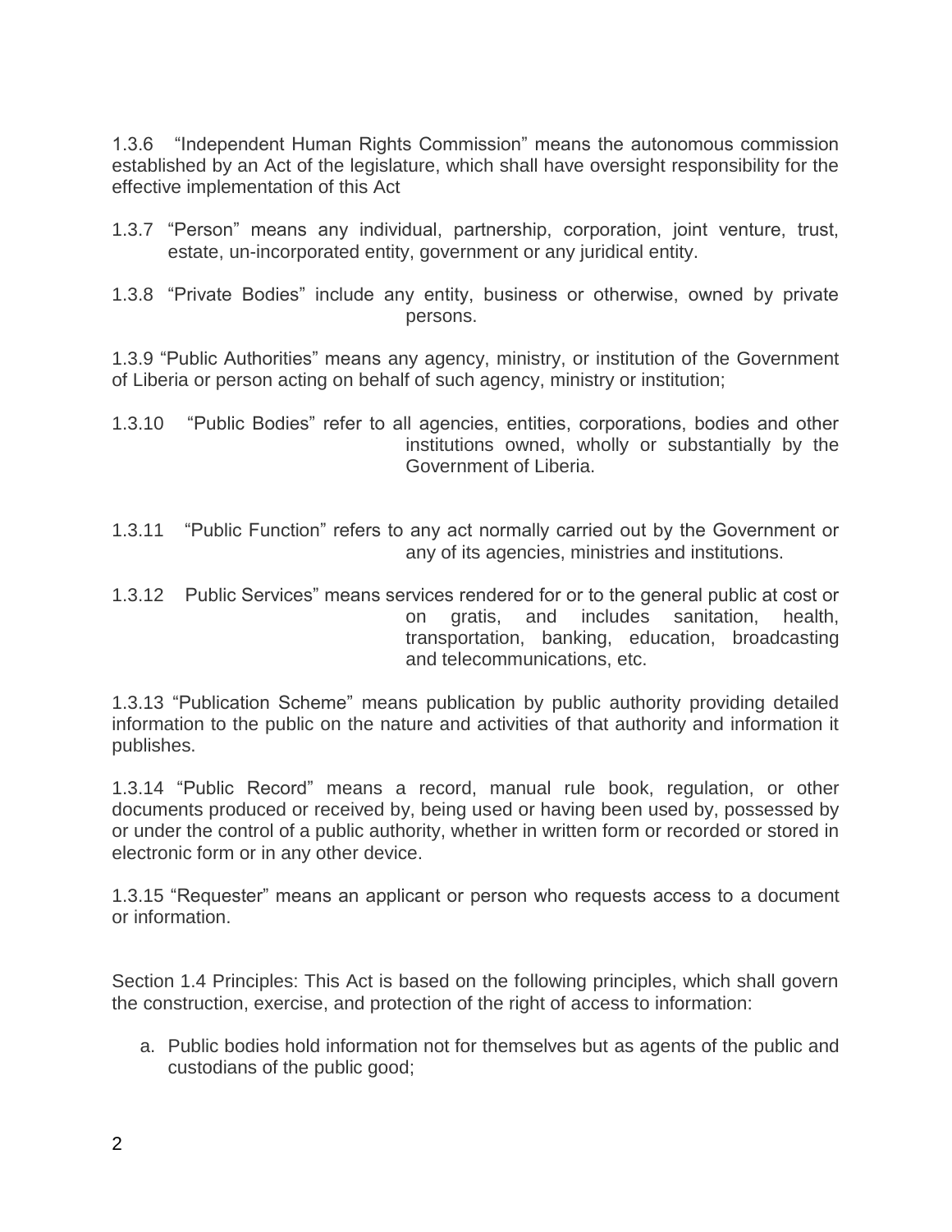1.3.6 "Independent Human Rights Commission" means the autonomous commission established by an Act of the legislature, which shall have oversight responsibility for the effective implementation of this Act

1.3.7 "Person" means any individual, partnership, corporation, joint venture, trust, estate, un-incorporated entity, government or any juridical entity.

1.3.8 "Private Bodies" include any entity, business or otherwise, owned by private persons.

1.3.9 "Public Authorities" means any agency, ministry, or institution of the Government of Liberia or person acting on behalf of such agency, ministry or institution;

1.3.10 "Public Bodies" refer to all agencies, entities, corporations, bodies and other institutions owned, wholly or substantially by the Government of Liberia.

1.3.11 "Public Function" refers to any act normally carried out by the Government or any of its agencies, ministries and institutions.

1.3.12 Public Services" means services rendered for or to the general public at cost or on gratis, and includes sanitation, health, transportation, banking, education, broadcasting and telecommunications, etc.

1.3.13 "Publication Scheme" means publication by public authority providing detailed information to the public on the nature and activities of that authority and information it publishes.

1.3.14 "Public Record" means a record, manual rule book, regulation, or other documents produced or received by, being used or having been used by, possessed by or under the control of a public authority, whether in written form or recorded or stored in electronic form or in any other device.

1.3.15 "Requester" means an applicant or person who requests access to a document or information.

Section 1.4 Principles: This Act is based on the following principles, which shall govern the construction, exercise, and protection of the right of access to information:

a. Public bodies hold information not for themselves but as agents of the public and custodians of the public good;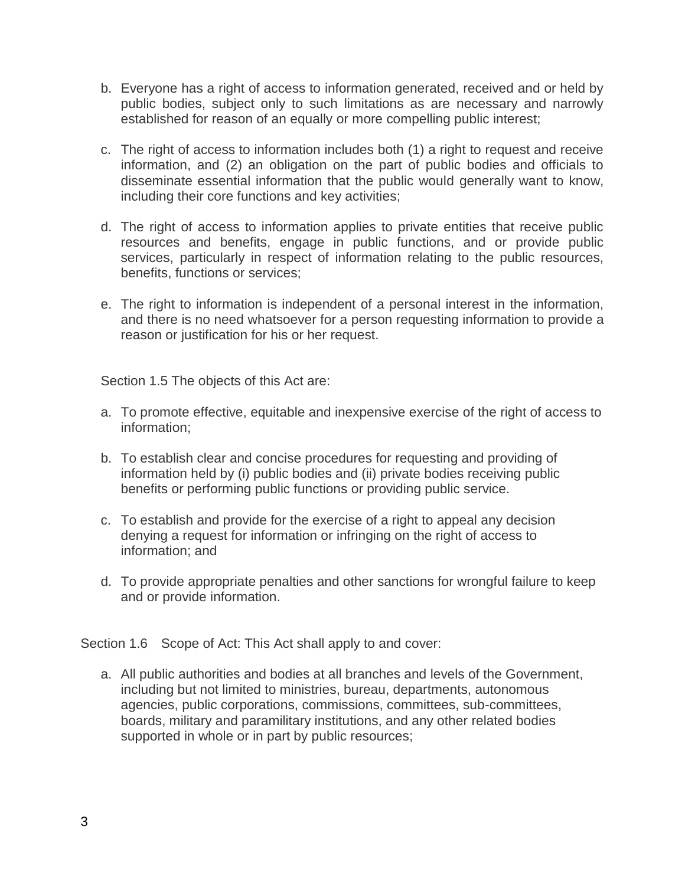b. Everyone has a right of access to information generated, received and or held by public bodies, subject only to such limitations as are necessary and narrowly established for reason of an equally or more compelling public interest;

c. The right of access to information includes both (1) a right to request and receive information, and (2) an obligation on the part of public bodies and officials to disseminate essential information that the public would generally want to know, including their core functions and key activities;

d. The right of access to information applies to private entities that receive public resources and benefits, engage in public functions, and or provide public services, particularly in respect of information relating to the public resources, benefits, functions or services;

e. The right to information is independent of a personal interest in the information, and there is no need whatsoever for a person requesting information to provide a reason or justification for his or her request.

Section 1.5 The objects of this Act are:

a. To promote effective, equitable and inexpensive exercise of the right of access to information;

b. To establish clear and concise procedures for requesting and providing of information held by (i) public bodies and (ii) private bodies receiving public benefits or performing public functions or providing public service.

c. To establish and provide for the exercise of a right to appeal any decision denying a request for information or infringing on the right of access to information; and

d. To provide appropriate penalties and other sanctions for wrongful failure to keep and or provide information.

Section 1.6 Scope of Act: This Act shall apply to and cover:

a. All public authorities and bodies at all branches and levels of the Government, including but not limited to ministries, bureau, departments, autonomous agencies, public corporations, commissions, committees, sub-committees, boards, military and paramilitary institutions, and any other related bodies supported in whole or in part by public resources;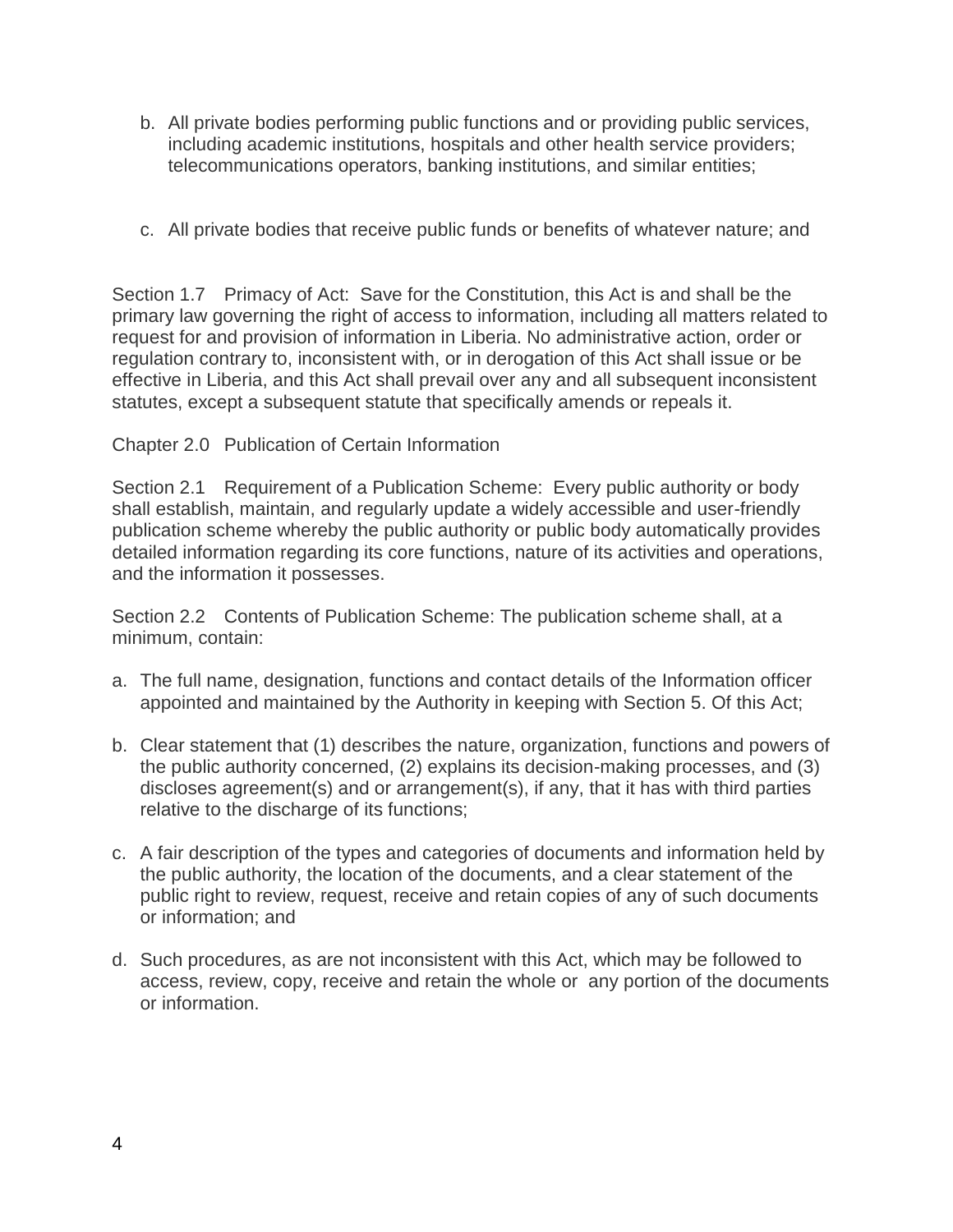b. All private bodies performing public functions and or providing public services, including academic institutions, hospitals and other health service providers; telecommunications operators, banking institutions, and similar entities;

c. All private bodies that receive public funds or benefits of whatever nature; and

Section 1.7 Primacy of Act: Save for the Constitution, this Act is and shall be the primary law governing the right of access to information, including all matters related to request for and provision of information in Liberia. No administrative action, order or regulation contrary to, inconsistent with, or in derogation of this Act shall issue or be effective in Liberia, and this Act shall prevail over any and all subsequent inconsistent statutes, except a subsequent statute that specifically amends or repeals it.

Chapter 2.0 Publication of Certain Information

Section 2.1 Requirement of a Publication Scheme: Every public authority or body shall establish, maintain, and regularly update a widely accessible and user-friendly publication scheme whereby the public authority or public body automatically provides detailed information regarding its core functions, nature of its activities and operations, and the information it possesses.

Section 2.2 Contents of Publication Scheme: The publication scheme shall, at a minimum, contain:

a. The full name, designation, functions and contact details of the Information officer appointed and maintained by the Authority in keeping with Section 5. Of this Act;

b. Clear statement that (1) describes the nature, organization, functions and powers of the public authority concerned, (2) explains its decision-making processes, and (3) discloses agreement(s) and or arrangement(s), if any, that it has with third parties relative to the discharge of its functions;

c. A fair description of the types and categories of documents and information held by the public authority, the location of the documents, and a clear statement of the public right to review, request, receive and retain copies of any of such documents or information; and

d. Such procedures, as are not inconsistent with this Act, which may be followed to access, review, copy, receive and retain the whole or any portion of the documents or information.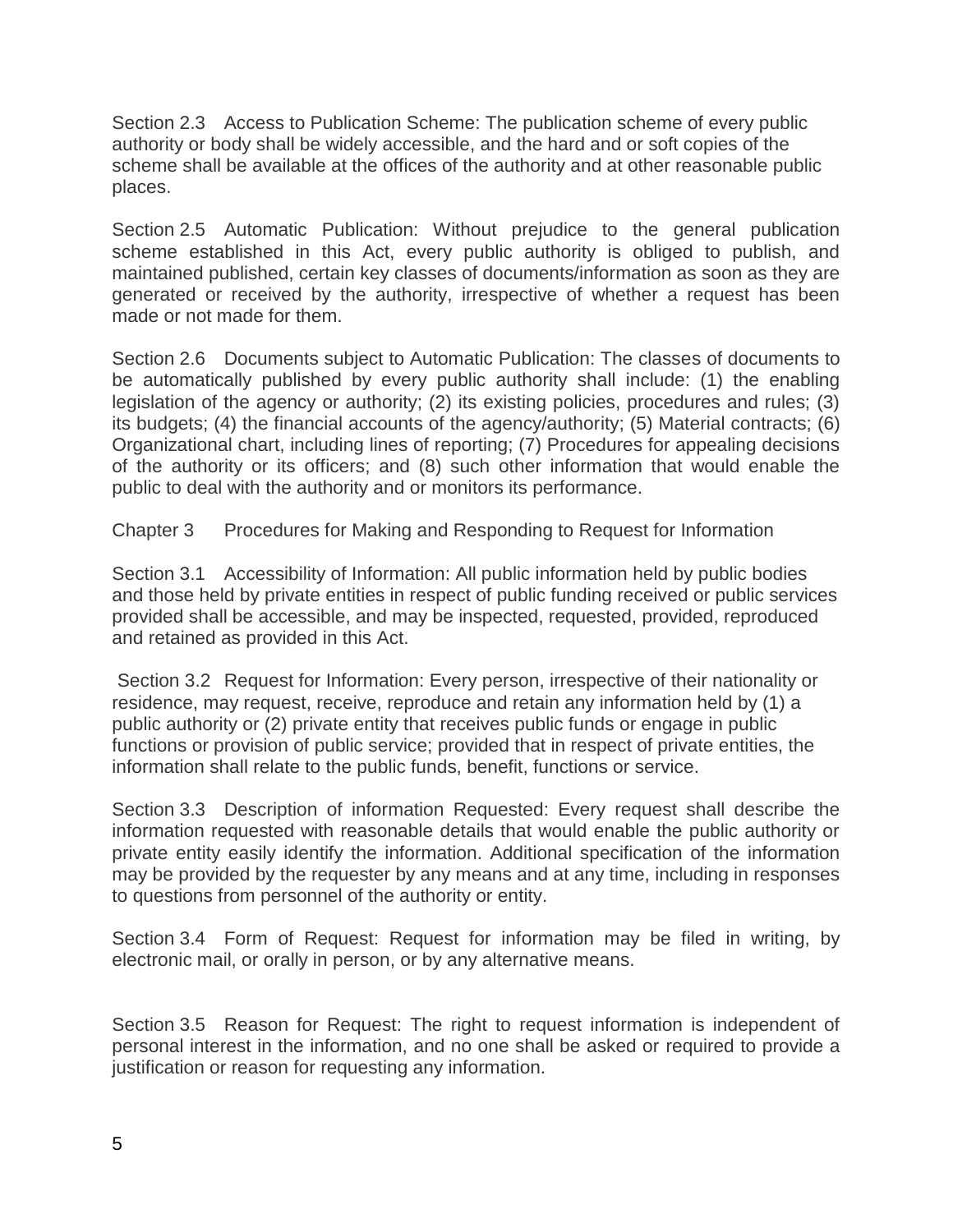Section 2.3 Access to Publication Scheme: The publication scheme of every public authority or body shall be widely accessible, and the hard and or soft copies of the scheme shall be available at the offices of the authority and at other reasonable public places.

Section 2.5 Automatic Publication: Without prejudice to the general publication scheme established in this Act, every public authority is obliged to publish, and maintained published, certain key classes of documents/information as soon as they are generated or received by the authority, irrespective of whether a request has been made or not made for them.

Section 2.6 Documents subject to Automatic Publication: The classes of documents to be automatically published by every public authority shall include: (1) the enabling legislation of the agency or authority; (2) its existing policies, procedures and rules; (3) its budgets; (4) the financial accounts of the agency/authority; (5) Material contracts; (6) Organizational chart, including lines of reporting; (7) Procedures for appealing decisions of the authority or its officers; and (8) such other information that would enable the public to deal with the authority and or monitors its performance.

## Chapter 3 Procedures for Making and Responding to Request for Information

Section 3.1 Accessibility of Information: All public information held by public bodies and those held by private entities in respect of public funding received or public services provided shall be accessible, and may be inspected, requested, provided, reproduced and retained as provided in this Act.

Section 3.2 Request for Information: Every person, irrespective of their nationality or residence, may request, receive, reproduce and retain any information held by (1) a public authority or (2) private entity that receives public funds or engage in public functions or provision of public service; provided that in respect of private entities, the information shall relate to the public funds, benefit, functions or service.

Section 3.3 Description of information Requested: Every request shall describe the information requested with reasonable details that would enable the public authority or private entity easily identify the information. Additional specification of the information may be provided by the requester by any means and at any time, including in responses to questions from personnel of the authority or entity.

Section 3.4 Form of Request: Request for information may be filed in writing, by electronic mail, or orally in person, or by any alternative means.

Section 3.5 Reason for Request: The right to request information is independent of personal interest in the information, and no one shall be asked or required to provide a justification or reason for requesting any information.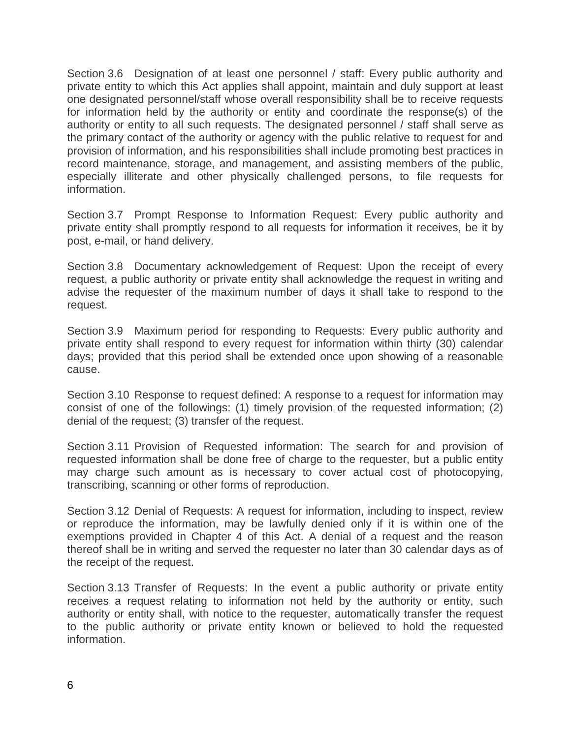Section 3.6 Designation of at least one personnel / staff: Every public authority and private entity to which this Act applies shall appoint, maintain and duly support at least one designated personnel/staff whose overall responsibility shall be to receive requests for information held by the authority or entity and coordinate the response(s) of the authority or entity to all such requests. The designated personnel / staff shall serve as the primary contact of the authority or agency with the public relative to request for and provision of information, and his responsibilities shall include promoting best practices in record maintenance, storage, and management, and assisting members of the public, especially illiterate and other physically challenged persons, to file requests for information.

Section 3.7 Prompt Response to Information Request: Every public authority and private entity shall promptly respond to all requests for information it receives, be it by post, e-mail, or hand delivery.

Section 3.8 Documentary acknowledgement of Request: Upon the receipt of every request, a public authority or private entity shall acknowledge the request in writing and advise the requester of the maximum number of days it shall take to respond to the request.

Section 3.9 Maximum period for responding to Requests: Every public authority and private entity shall respond to every request for information within thirty (30) calendar days; provided that this period shall be extended once upon showing of a reasonable cause.

Section 3.10 Response to request defined: A response to a request for information may consist of one of the followings: (1) timely provision of the requested information; (2) denial of the request; (3) transfer of the request.

Section 3.11 Provision of Requested information: The search for and provision of requested information shall be done free of charge to the requester, but a public entity may charge such amount as is necessary to cover actual cost of photocopying, transcribing, scanning or other forms of reproduction.

Section 3.12 Denial of Requests: A request for information, including to inspect, review or reproduce the information, may be lawfully denied only if it is within one of the exemptions provided in Chapter 4 of this Act. A denial of a request and the reason thereof shall be in writing and served the requester no later than 30 calendar days as of the receipt of the request.

Section 3.13 Transfer of Requests: In the event a public authority or private entity receives a request relating to information not held by the authority or entity, such authority or entity shall, with notice to the requester, automatically transfer the request to the public authority or private entity known or believed to hold the requested information.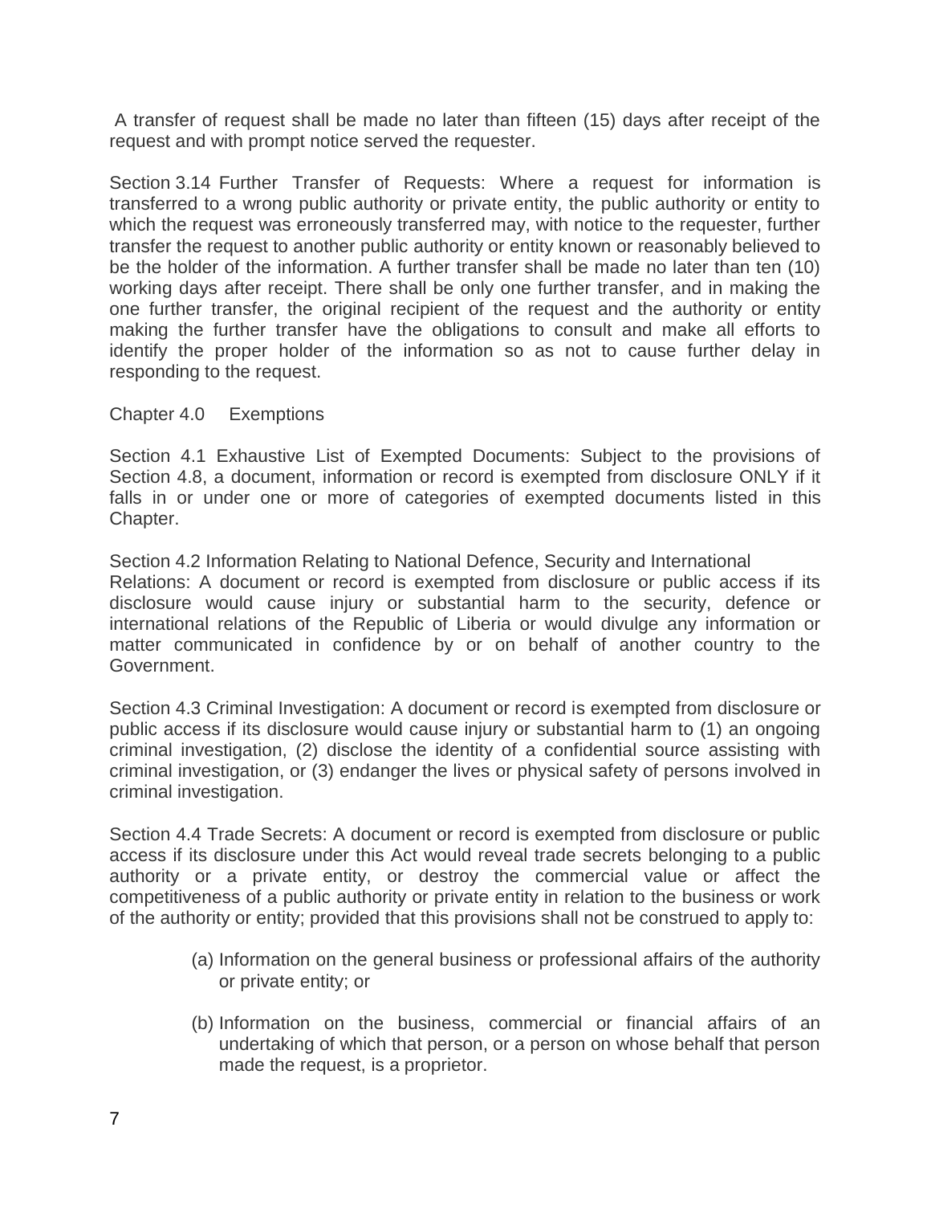A transfer of request shall be made no later than fifteen (15) days after receipt of the request and with prompt notice served the requester.

Section 3.14 Further Transfer of Requests: Where a request for information is transferred to a wrong public authority or private entity, the public authority or entity to which the request was erroneously transferred may, with notice to the requester, further transfer the request to another public authority or entity known or reasonably believed to be the holder of the information. A further transfer shall be made no later than ten (10) working days after receipt. There shall be only one further transfer, and in making the one further transfer, the original recipient of the request and the authority or entity making the further transfer have the obligations to consult and make all efforts to identify the proper holder of the information so as not to cause further delay in responding to the request.

## Chapter 4.0 Exemptions

Section 4.1 Exhaustive List of Exempted Documents: Subject to the provisions of Section 4.8, a document, information or record is exempted from disclosure ONLY if it falls in or under one or more of categories of exempted documents listed in this Chapter.

Section 4.2 Information Relating to National Defence, Security and International Relations: A document or record is exempted from disclosure or public access if its disclosure would cause injury or substantial harm to the security, defence or international relations of the Republic of Liberia or would divulge any information or matter communicated in confidence by or on behalf of another country to the Government.

Section 4.3 Criminal Investigation: A document or record is exempted from disclosure or public access if its disclosure would cause injury or substantial harm to (1) an ongoing criminal investigation, (2) disclose the identity of a confidential source assisting with criminal investigation, or (3) endanger the lives or physical safety of persons involved in criminal investigation.

Section 4.4 Trade Secrets: A document or record is exempted from disclosure or public access if its disclosure under this Act would reveal trade secrets belonging to a public authority or a private entity, or destroy the commercial value or affect the competitiveness of a public authority or private entity in relation to the business or work of the authority or entity; provided that this provisions shall not be construed to apply to:

(a) Information on the general business or professional affairs of the authority or private entity; or

(b) Information on the business, commercial or financial affairs of an undertaking of which that person, or a person on whose behalf that person made the request, is a proprietor.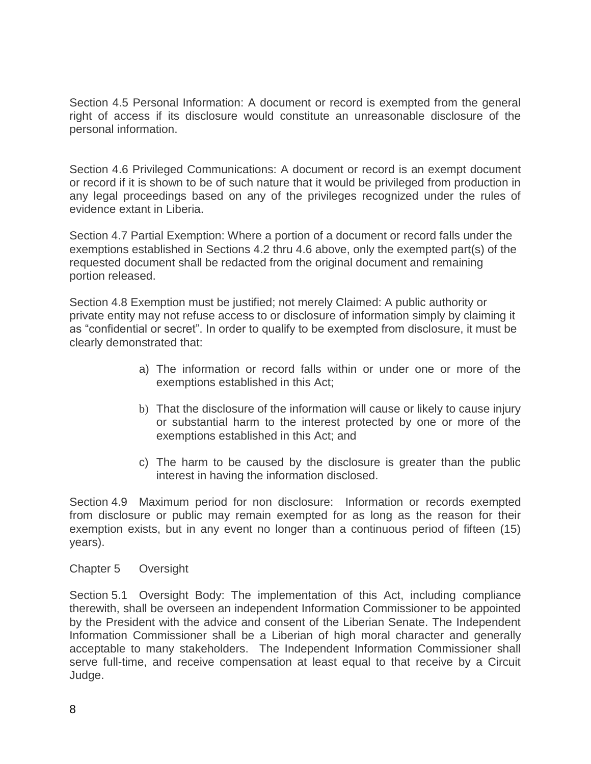Section 4.5 Personal Information: A document or record is exempted from the general right of access if its disclosure would constitute an unreasonable disclosure of the personal information.

Section 4.6 Privileged Communications: A document or record is an exempt document or record if it is shown to be of such nature that it would be privileged from production in any legal proceedings based on any of the privileges recognized under the rules of evidence extant in Liberia.

Section 4.7 Partial Exemption: Where a portion of a document or record falls under the exemptions established in Sections 4.2 thru 4.6 above, only the exempted part(s) of the requested document shall be redacted from the original document and remaining portion released.

Section 4.8 Exemption must be justified; not merely Claimed: A public authority or private entity may not refuse access to or disclosure of information simply by claiming it as "confidential or secret". In order to qualify to be exempted from disclosure, it must be clearly demonstrated that:

a) The information or record falls within or under one or more of the exemptions established in this Act;

b) That the disclosure of the information will cause or likely to cause injury or substantial harm to the interest protected by one or more of the exemptions established in this Act; and

c) The harm to be caused by the disclosure is greater than the public interest in having the information disclosed.

Section 4.9 Maximum period for non disclosure: Information or records exempted from disclosure or public may remain exempted for as long as the reason for their exemption exists, but in any event no longer than a continuous period of fifteen (15) years).

## Chapter 5 Oversight

Section 5.1 Oversight Body: The implementation of this Act, including compliance therewith, shall be overseen an independent Information Commissioner to be appointed by the President with the advice and consent of the Liberian Senate. The Independent Information Commissioner shall be a Liberian of high moral character and generally acceptable to many stakeholders. The Independent Information Commissioner shall serve full-time, and receive compensation at least equal to that receive by a Circuit Judge.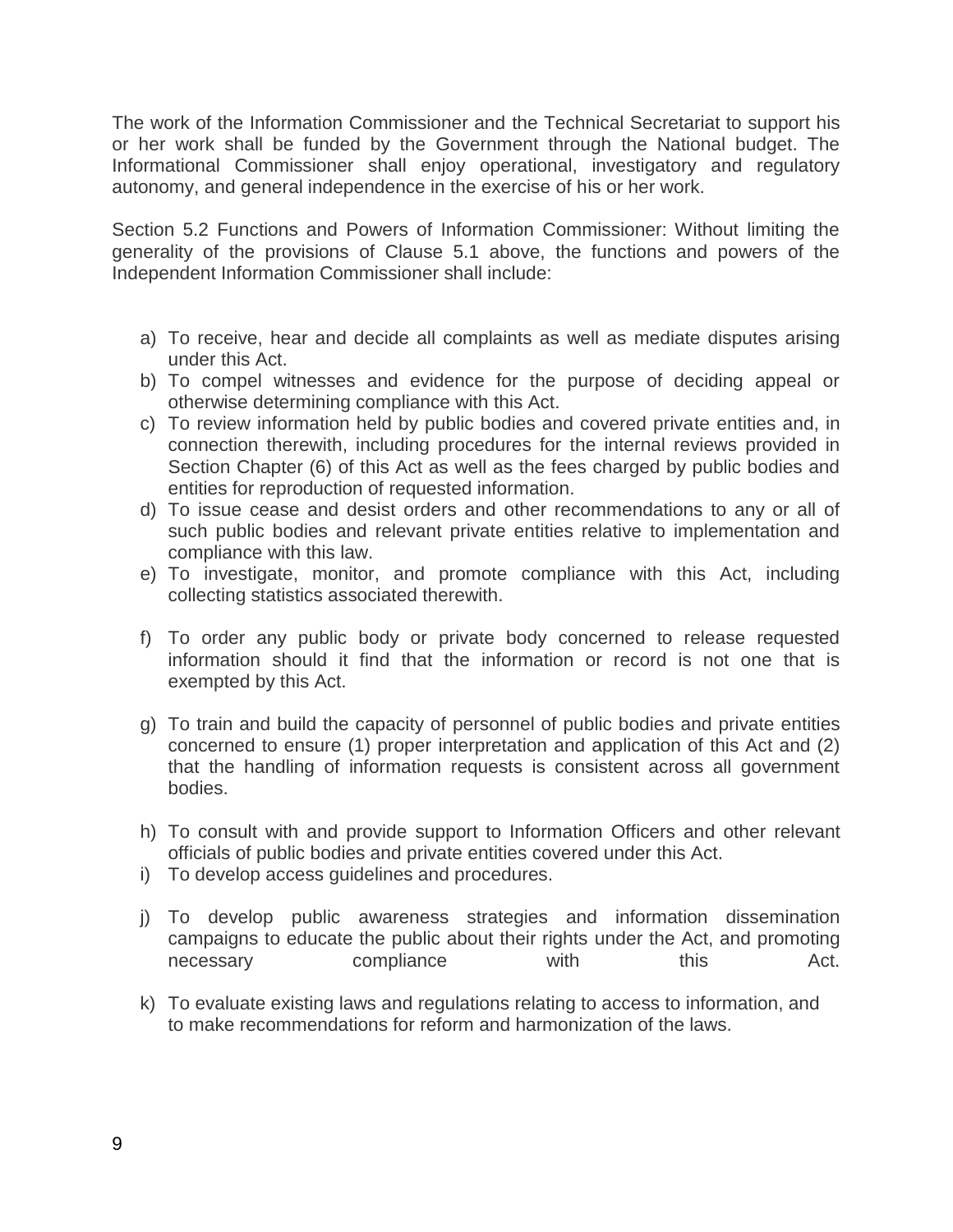The work of the Information Commissioner and the Technical Secretariat to support his or her work shall be funded by the Government through the National budget. The Informational Commissioner shall enjoy operational, investigatory and regulatory autonomy, and general independence in the exercise of his or her work.

Section 5.2 Functions and Powers of Information Commissioner: Without limiting the generality of the provisions of Clause 5.1 above, the functions and powers of the Independent Information Commissioner shall include:

a) To receive, hear and decide all complaints as well as mediate disputes arising under this Act.
b) To compel witnesses and evidence for the purpose of deciding appeal or otherwise determining compliance with this Act.
c) To review information held by public bodies and covered private entities and, in connection therewith, including procedures for the internal reviews provided in Section Chapter (6) of this Act as well as the fees charged by public bodies and entities for reproduction of requested information.
d) To issue cease and desist orders and other recommendations to any or all of such public bodies and relevant private entities relative to implementation and compliance with this law.
e) To investigate, monitor, and promote compliance with this Act, including collecting statistics associated therewith.
f) To order any public body or private body concerned to release requested information should it find that the information or record is not one that is exempted by this Act.
g) To train and build the capacity of personnel of public bodies and private entities concerned to ensure (1) proper interpretation and application of this Act and (2) that the handling of information requests is consistent across all government bodies.
h) To consult with and provide support to Information Officers and other relevant officials of public bodies and private entities covered under this Act.
i) To develop access guidelines and procedures.
j) To develop public awareness strategies and information dissemination campaigns to educate the public about their rights under the Act, and promoting necessary compliance with this Act.
k) To evaluate existing laws and regulations relating to access to information, and to make recommendations for reform and harmonization of the laws.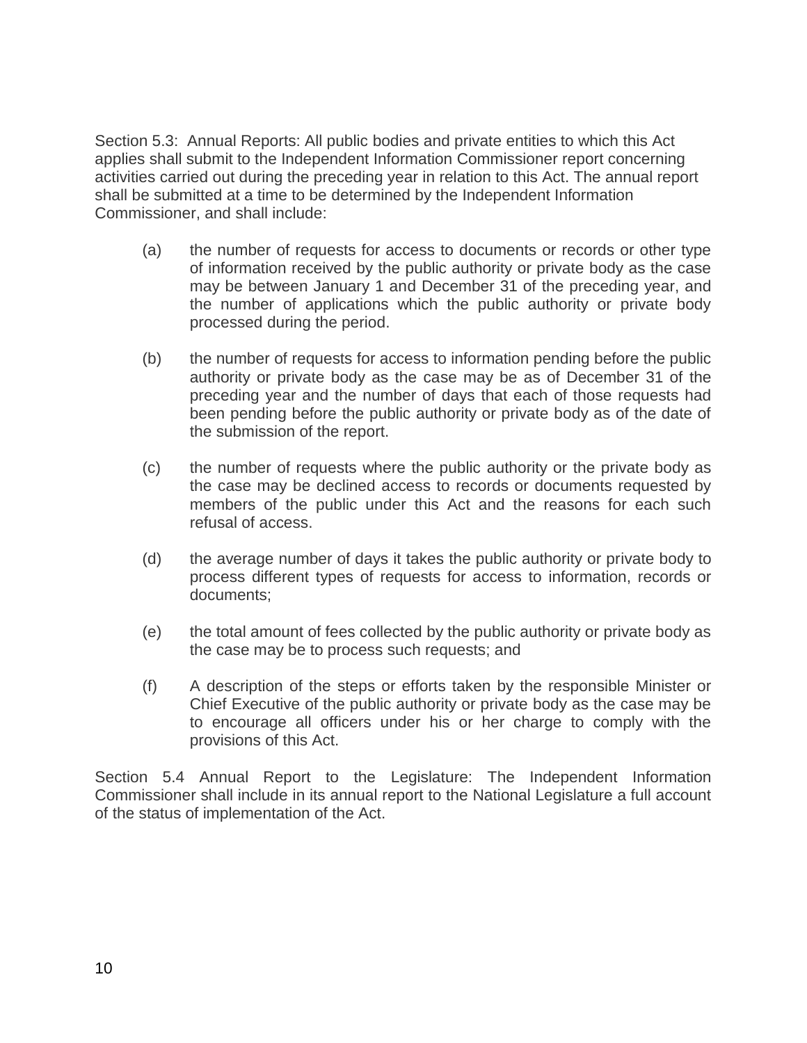Section 5.3: Annual Reports: All public bodies and private entities to which this Act applies shall submit to the Independent Information Commissioner report concerning activities carried out during the preceding year in relation to this Act. The annual report shall be submitted at a time to be determined by the Independent Information Commissioner, and shall include:

(a) the number of requests for access to documents or records or other type of information received by the public authority or private body as the case may be between January 1 and December 31 of the preceding year, and the number of applications which the public authority or private body processed during the period.

(b) the number of requests for access to information pending before the public authority or private body as the case may be as of December 31 of the preceding year and the number of days that each of those requests had been pending before the public authority or private body as of the date of the submission of the report.

(c) the number of requests where the public authority or the private body as the case may be declined access to records or documents requested by members of the public under this Act and the reasons for each such refusal of access.

(d) the average number of days it takes the public authority or private body to process different types of requests for access to information, records or documents;

(e) the total amount of fees collected by the public authority or private body as the case may be to process such requests; and

(f) A description of the steps or efforts taken by the responsible Minister or Chief Executive of the public authority or private body as the case may be to encourage all officers under his or her charge to comply with the provisions of this Act.

Section 5.4 Annual Report to the Legislature: The Independent Information Commissioner shall include in its annual report to the National Legislature a full account of the status of implementation of the Act.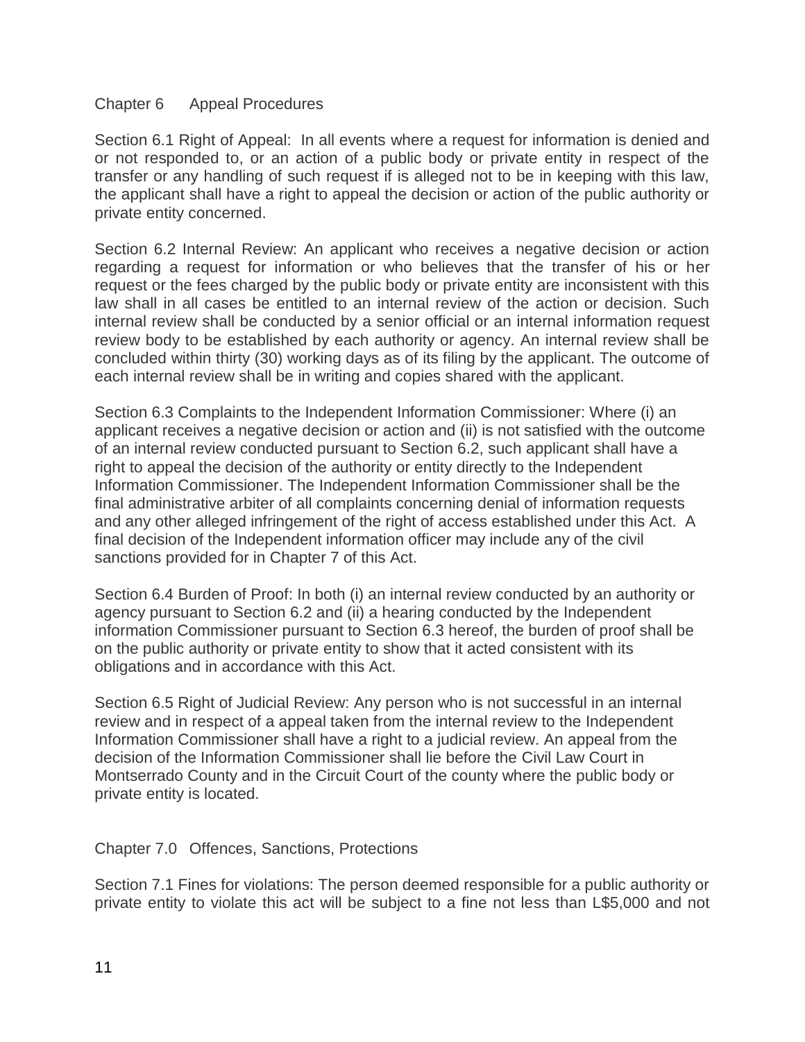## Chapter 6 Appeal Procedures

Section 6.1 Right of Appeal: In all events where a request for information is denied and or not responded to, or an action of a public body or private entity in respect of the transfer or any handling of such request if is alleged not to be in keeping with this law, the applicant shall have a right to appeal the decision or action of the public authority or private entity concerned.

Section 6.2 Internal Review: An applicant who receives a negative decision or action regarding a request for information or who believes that the transfer of his or her request or the fees charged by the public body or private entity are inconsistent with this law shall in all cases be entitled to an internal review of the action or decision. Such internal review shall be conducted by a senior official or an internal information request review body to be established by each authority or agency. An internal review shall be concluded within thirty (30) working days as of its filing by the applicant. The outcome of each internal review shall be in writing and copies shared with the applicant.

Section 6.3 Complaints to the Independent Information Commissioner: Where (i) an applicant receives a negative decision or action and (ii) is not satisfied with the outcome of an internal review conducted pursuant to Section 6.2, such applicant shall have a right to appeal the decision of the authority or entity directly to the Independent Information Commissioner. The Independent Information Commissioner shall be the final administrative arbiter of all complaints concerning denial of information requests and any other alleged infringement of the right of access established under this Act. A final decision of the Independent information officer may include any of the civil sanctions provided for in Chapter 7 of this Act.

Section 6.4 Burden of Proof: In both (i) an internal review conducted by an authority or agency pursuant to Section 6.2 and (ii) a hearing conducted by the Independent information Commissioner pursuant to Section 6.3 hereof, the burden of proof shall be on the public authority or private entity to show that it acted consistent with its obligations and in accordance with this Act.

Section 6.5 Right of Judicial Review: Any person who is not successful in an internal review and in respect of a appeal taken from the internal review to the Independent Information Commissioner shall have a right to a judicial review. An appeal from the decision of the Information Commissioner shall lie before the Civil Law Court in Montserrado County and in the Circuit Court of the county where the public body or private entity is located.

## Chapter 7.0 Offences, Sanctions, Protections

Section 7.1 Fines for violations: The person deemed responsible for a public authority or private entity to violate this act will be subject to a fine not less than L$5,000 and not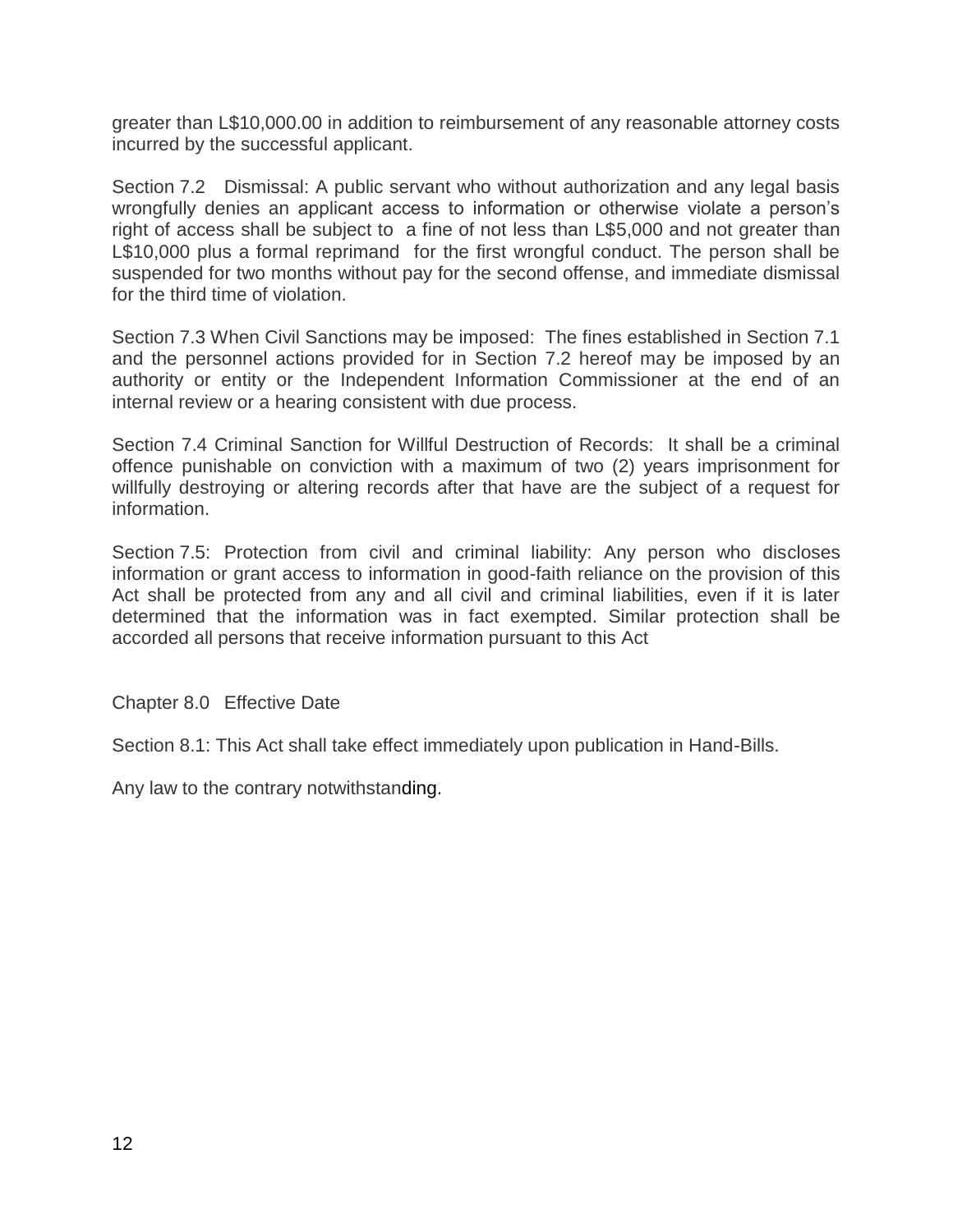greater than L$10,000.00 in addition to reimbursement of any reasonable attorney costs incurred by the successful applicant.

Section 7.2 Dismissal: A public servant who without authorization and any legal basis wrongfully denies an applicant access to information or otherwise violate a person's right of access shall be subject to a fine of not less than L$5,000 and not greater than L$10,000 plus a formal reprimand for the first wrongful conduct. The person shall be suspended for two months without pay for the second offense, and immediate dismissal for the third time of violation.

Section 7.3 When Civil Sanctions may be imposed: The fines established in Section 7.1 and the personnel actions provided for in Section 7.2 hereof may be imposed by an authority or entity or the Independent Information Commissioner at the end of an internal review or a hearing consistent with due process.

Section 7.4 Criminal Sanction for Willful Destruction of Records: It shall be a criminal offence punishable on conviction with a maximum of two (2) years imprisonment for willfully destroying or altering records after that have are the subject of a request for information.

Section 7.5: Protection from civil and criminal liability: Any person who discloses information or grant access to information in good-faith reliance on the provision of this Act shall be protected from any and all civil and criminal liabilities, even if it is later determined that the information was in fact exempted. Similar protection shall be accorded all persons that receive information pursuant to this Act

## Chapter 8.0 Effective Date

Section 8.1: This Act shall take effect immediately upon publication in Hand-Bills.

Any law to the contrary notwithstanding.